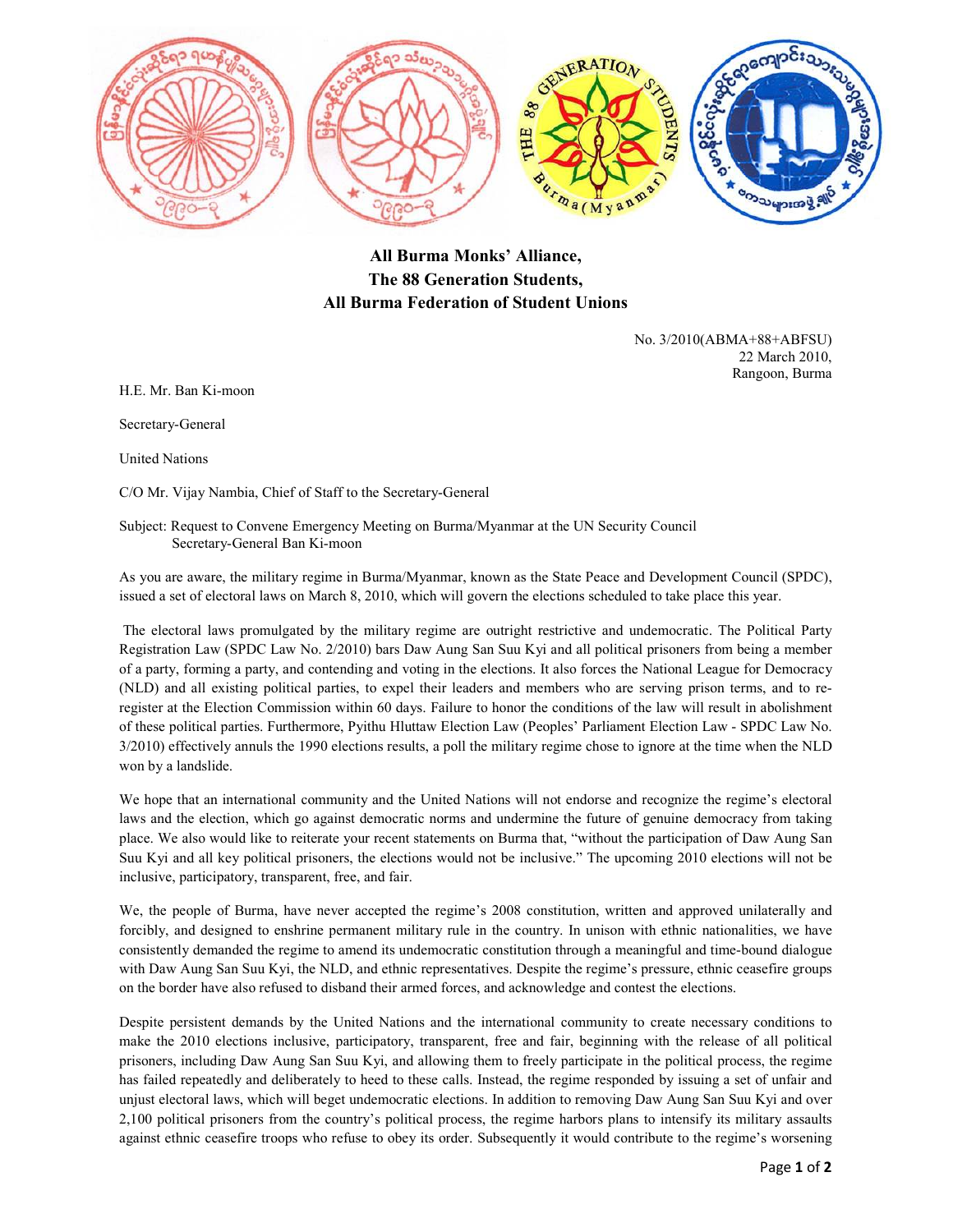**All Burma Monks' Alliance,**
**The 88 Generation Students,**
**All Burma Federation of Student Unions**

No. 3/2010(ABMA+88+ABFSU)
22 March 2010,
Rangoon, Burma

H.E. Mr. Ban Ki-moon

Secretary-General

United Nations

C/O Mr. Vijay Nambia, Chief of Staff to the Secretary-General

Subject: Request to Convene Emergency Meeting on Burma/Myanmar at the UN Security Council
Secretary-General Ban Ki-moon

As you are aware, the military regime in Burma/Myanmar, known as the State Peace and Development Council (SPDC), issued a set of electoral laws on March 8, 2010, which will govern the elections scheduled to take place this year.

The electoral laws promulgated by the military regime are outright restrictive and undemocratic. The Political Party Registration Law (SPDC Law No. 2/2010) bars Daw Aung San Suu Kyi and all political prisoners from being a member of a party, forming a party, and contending and voting in the elections. It also forces the National League for Democracy (NLD) and all existing political parties, to expel their leaders and members who are serving prison terms, and to re-register at the Election Commission within 60 days. Failure to honor the conditions of the law will result in abolishment of these political parties. Furthermore, Pyithu Hluttaw Election Law (Peoples' Parliament Election Law - SPDC Law No. 3/2010) effectively annuls the 1990 elections results, a poll the military regime chose to ignore at the time when the NLD won by a landslide.

We hope that an international community and the United Nations will not endorse and recognize the regime's electoral laws and the election, which go against democratic norms and undermine the future of genuine democracy from taking place. We also would like to reiterate your recent statements on Burma that, "without the participation of Daw Aung San Suu Kyi and all key political prisoners, the elections would not be inclusive." The upcoming 2010 elections will not be inclusive, participatory, transparent, free, and fair.

We, the people of Burma, have never accepted the regime's 2008 constitution, written and approved unilaterally and forcibly, and designed to enshrine permanent military rule in the country. In unison with ethnic nationalities, we have consistently demanded the regime to amend its undemocratic constitution through a meaningful and time-bound dialogue with Daw Aung San Suu Kyi, the NLD, and ethnic representatives. Despite the regime's pressure, ethnic ceasefire groups on the border have also refused to disband their armed forces, and acknowledge and contest the elections.

Despite persistent demands by the United Nations and the international community to create necessary conditions to make the 2010 elections inclusive, participatory, transparent, free and fair, beginning with the release of all political prisoners, including Daw Aung San Suu Kyi, and allowing them to freely participate in the political process, the regime has failed repeatedly and deliberately to heed to these calls. Instead, the regime responded by issuing a set of unfair and unjust electoral laws, which will beget undemocratic elections. In addition to removing Daw Aung San Suu Kyi and over 2,100 political prisoners from the country's political process, the regime harbors plans to intensify its military assaults against ethnic ceasefire troops who refuse to obey its order. Subsequently it would contribute to the regime's worsening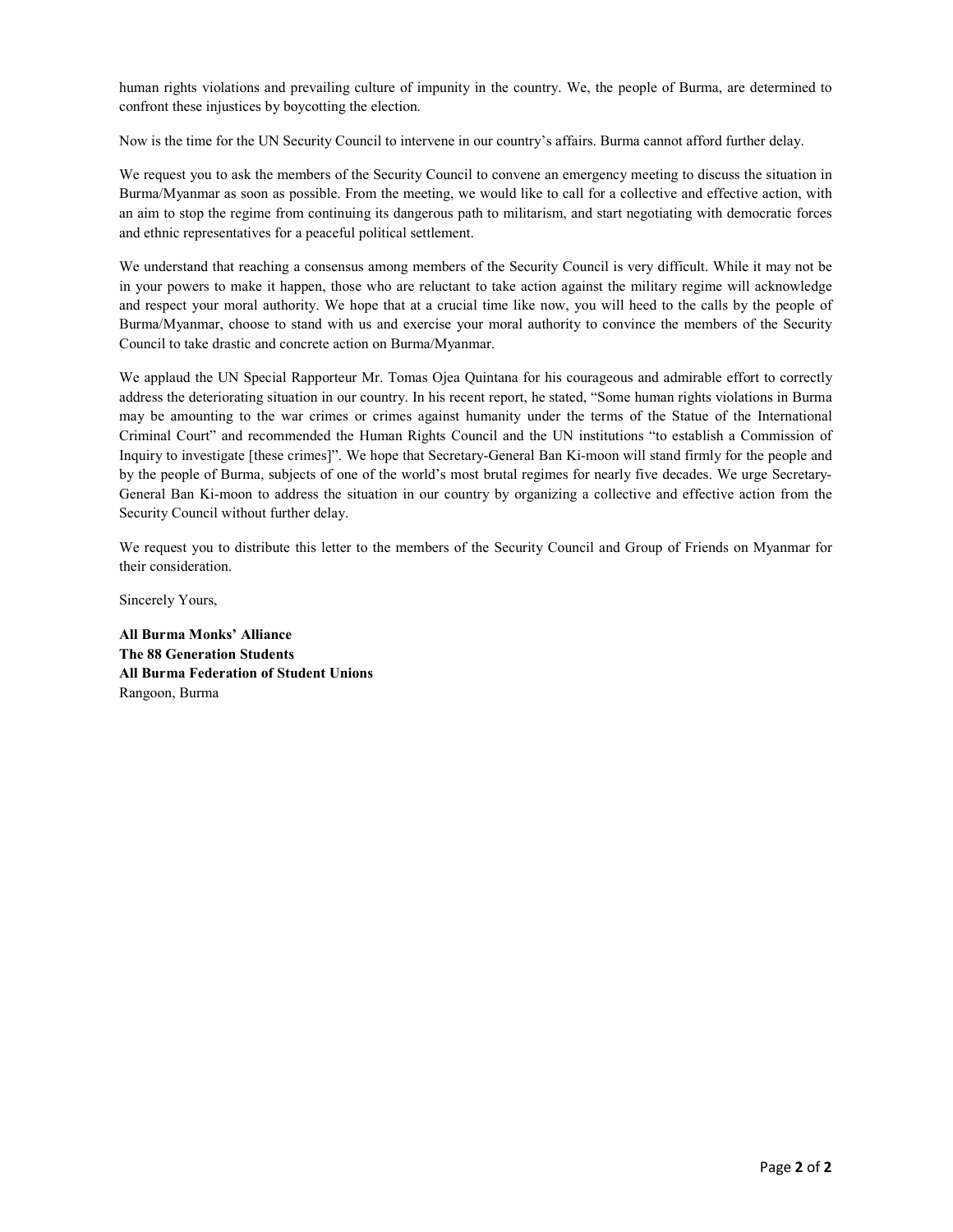human rights violations and prevailing culture of impunity in the country. We, the people of Burma, are determined to confront these injustices by boycotting the election.

Now is the time for the UN Security Council to intervene in our country's affairs. Burma cannot afford further delay.

We request you to ask the members of the Security Council to convene an emergency meeting to discuss the situation in Burma/Myanmar as soon as possible. From the meeting, we would like to call for a collective and effective action, with an aim to stop the regime from continuing its dangerous path to militarism, and start negotiating with democratic forces and ethnic representatives for a peaceful political settlement.

We understand that reaching a consensus among members of the Security Council is very difficult. While it may not be in your powers to make it happen, those who are reluctant to take action against the military regime will acknowledge and respect your moral authority. We hope that at a crucial time like now, you will heed to the calls by the people of Burma/Myanmar, choose to stand with us and exercise your moral authority to convince the members of the Security Council to take drastic and concrete action on Burma/Myanmar.

We applaud the UN Special Rapporteur Mr. Tomas Ojea Quintana for his courageous and admirable effort to correctly address the deteriorating situation in our country. In his recent report, he stated, "Some human rights violations in Burma may be amounting to the war crimes or crimes against humanity under the terms of the Statue of the International Criminal Court" and recommended the Human Rights Council and the UN institutions "to establish a Commission of Inquiry to investigate [these crimes]". We hope that Secretary-General Ban Ki-moon will stand firmly for the people and by the people of Burma, subjects of one of the world's most brutal regimes for nearly five decades. We urge Secretary-General Ban Ki-moon to address the situation in our country by organizing a collective and effective action from the Security Council without further delay.

We request you to distribute this letter to the members of the Security Council and Group of Friends on Myanmar for their consideration.

Sincerely Yours,

**All Burma Monks' Alliance**
**The 88 Generation Students**
**All Burma Federation of Student Unions**
Rangoon, Burma